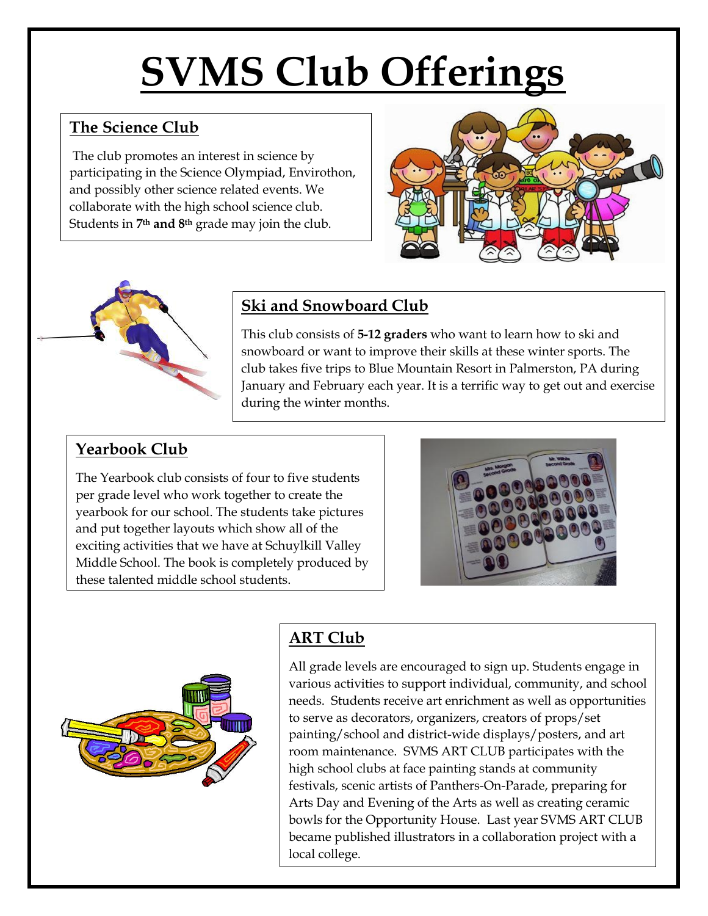# SVMS Club Offerings

## The Science Club

The club promotes an interest in science by participating in the Science Olympiad, Envirothon, and possibly other science related events. We collaborate with the high school science club. Students in **7th and 8th** grade may join the club.

## Ski and Snowboard Club

This club consists of **5-12 graders** who want to learn how to ski and snowboard or want to improve their skills at these winter sports. The club takes five trips to Blue Mountain Resort in Palmerston, PA during January and February each year. It is a terrific way to get out and exercise during the winter months.

## Yearbook Club

The Yearbook club consists of four to five students per grade level who work together to create the yearbook for our school. The students take pictures and put together layouts which show all of the exciting activities that we have at Schuylkill Valley Middle School. The book is completely produced by these talented middle school students.

## ART Club

All grade levels are encouraged to sign up. Students engage in various activities to support individual, community, and school needs. Students receive art enrichment as well as opportunities to serve as decorators, organizers, creators of props/set painting/school and district-wide displays/posters, and art room maintenance. SVMS ART CLUB participates with the high school clubs at face painting stands at community festivals, scenic artists of Panthers-On-Parade, preparing for Arts Day and Evening of the Arts as well as creating ceramic bowls for the Opportunity House. Last year SVMS ART CLUB became published illustrators in a collaboration project with a local college.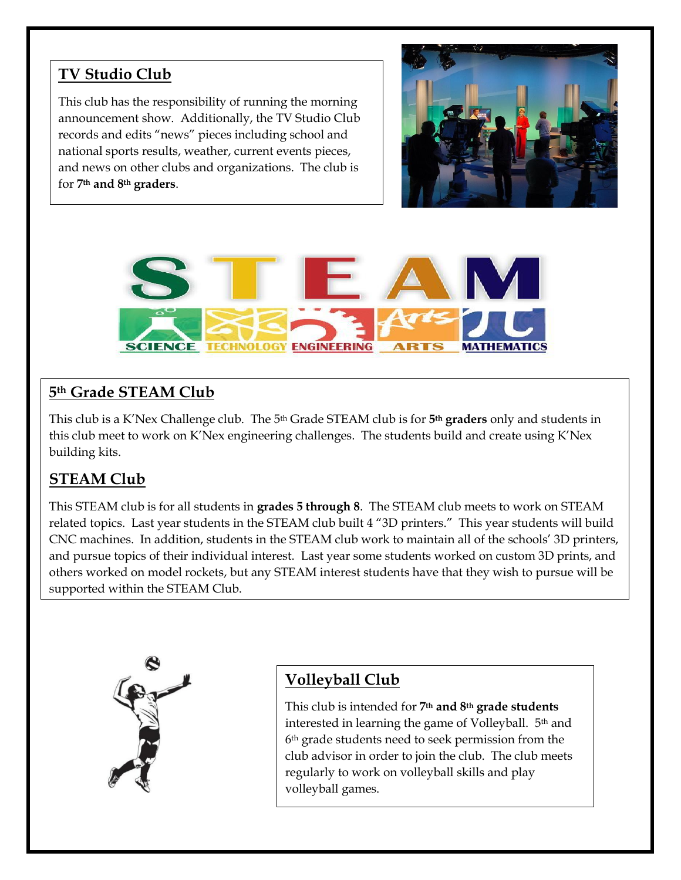## TV Studio Club

This club has the responsibility of running the morning announcement show. Additionally, the TV Studio Club records and edits "news" pieces including school and national sports results, weather, current events pieces, and news on other clubs and organizations. The club is for **7th and 8th graders**.

STEAM

SCIENCE TECHNOLOGY ENGINEERING ARTS MATHEMATICS

## 5th Grade STEAM Club

This club is a K'Nex Challenge club. The 5th Grade STEAM club is for **5th graders** only and students in this club meet to work on K'Nex engineering challenges. The students build and create using K'Nex building kits.

## STEAM Club

This STEAM club is for all students in **grades 5 through 8**. The STEAM club meets to work on STEAM related topics. Last year students in the STEAM club built 4 "3D printers." This year students will build CNC machines. In addition, students in the STEAM club work to maintain all of the schools' 3D printers, and pursue topics of their individual interest. Last year some students worked on custom 3D prints, and others worked on model rockets, but any STEAM interest students have that they wish to pursue will be supported within the STEAM Club.

## Volleyball Club

This club is intended for **7th and 8th grade students** interested in learning the game of Volleyball. 5th and 6th grade students need to seek permission from the club advisor in order to join the club. The club meets regularly to work on volleyball skills and play volleyball games.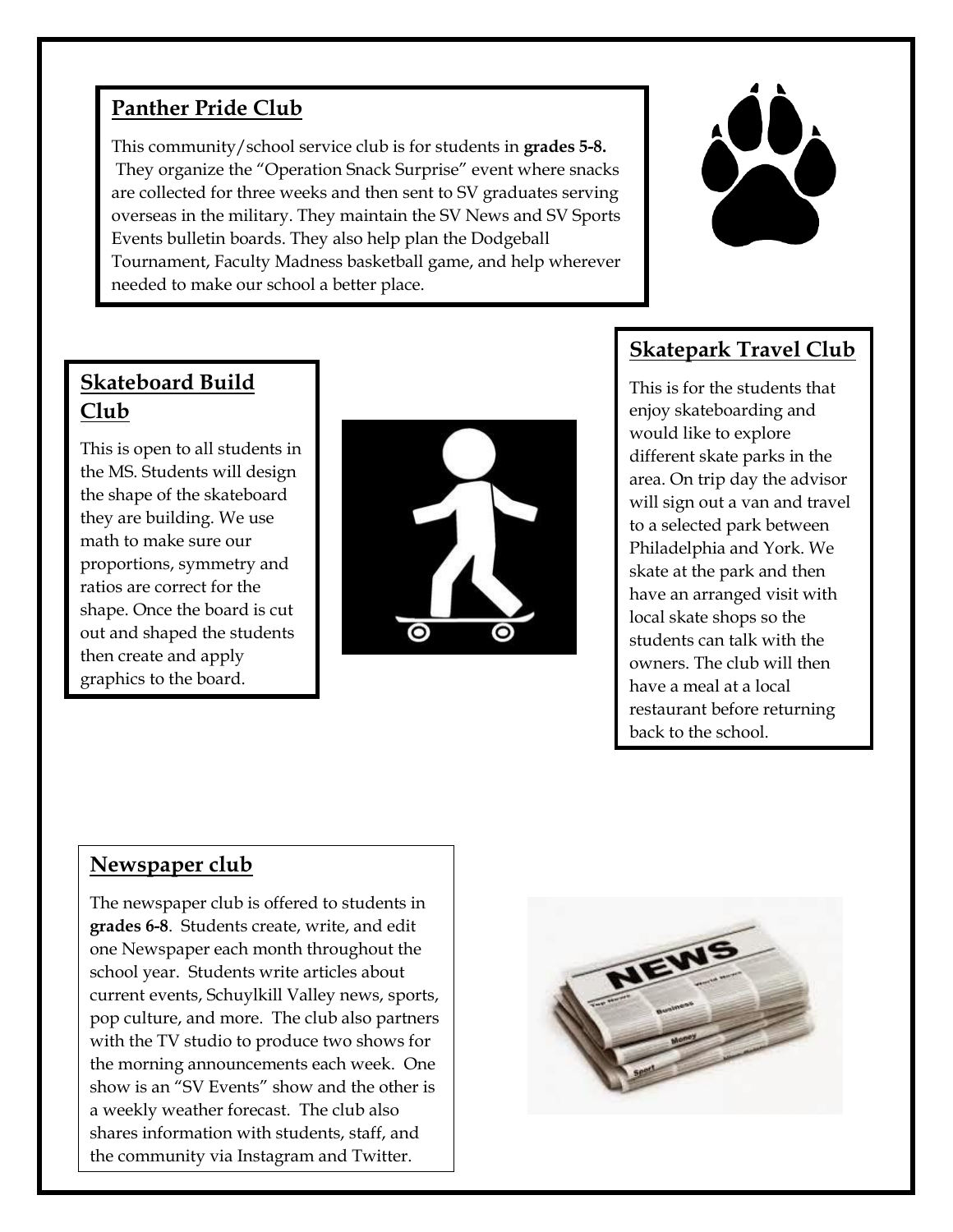## Panther Pride Club

This community/school service club is for students in **grades 5-8.** They organize the "Operation Snack Surprise" event where snacks are collected for three weeks and then sent to SV graduates serving overseas in the military. They maintain the SV News and SV Sports Events bulletin boards. They also help plan the Dodgeball Tournament, Faculty Madness basketball game, and help wherever needed to make our school a better place.

## Skateboard Build Club

This is open to all students in the MS. Students will design the shape of the skateboard they are building. We use math to make sure our proportions, symmetry and ratios are correct for the shape. Once the board is cut out and shaped the students then create and apply graphics to the board.

## Skatepark Travel Club

This is for the students that enjoy skateboarding and would like to explore different skate parks in the area. On trip day the advisor will sign out a van and travel to a selected park between Philadelphia and York. We skate at the park and then have an arranged visit with local skate shops so the students can talk with the owners. The club will then have a meal at a local restaurant before returning back to the school.

## Newspaper club

The newspaper club is offered to students in **grades 6-8**. Students create, write, and edit one Newspaper each month throughout the school year. Students write articles about current events, Schuylkill Valley news, sports, pop culture, and more. The club also partners with the TV studio to produce two shows for the morning announcements each week. One show is an "SV Events" show and the other is a weekly weather forecast. The club also shares information with students, staff, and the community via Instagram and Twitter.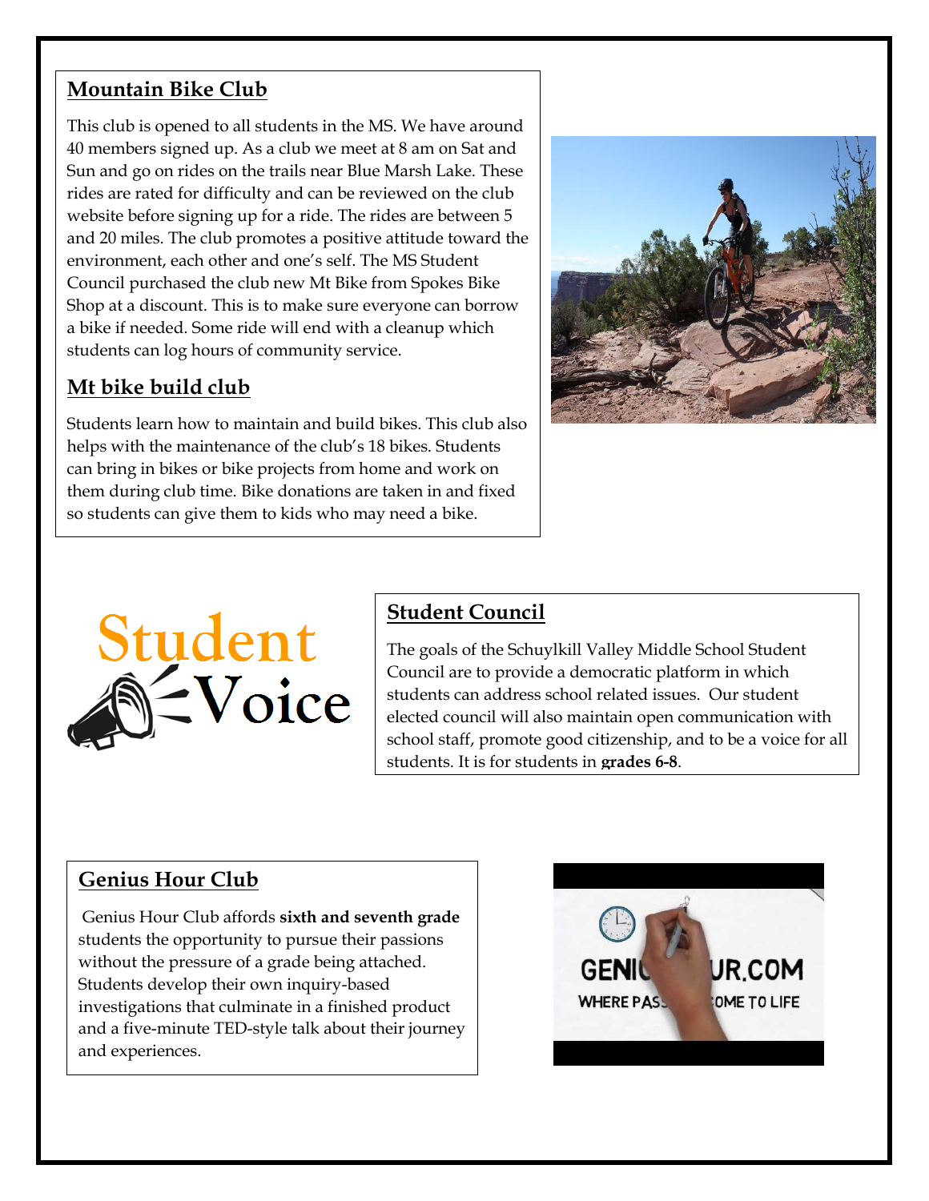## Mountain Bike Club

This club is opened to all students in the MS. We have around 40 members signed up. As a club we meet at 8 am on Sat and Sun and go on rides on the trails near Blue Marsh Lake. These rides are rated for difficulty and can be reviewed on the club website before signing up for a ride. The rides are between 5 and 20 miles. The club promotes a positive attitude toward the environment, each other and one's self. The MS Student Council purchased the club new Mt Bike from Spokes Bike Shop at a discount. This is to make sure everyone can borrow a bike if needed. Some ride will end with a cleanup which students can log hours of community service.

## Mt bike build club

Students learn how to maintain and build bikes. This club also helps with the maintenance of the club's 18 bikes. Students can bring in bikes or bike projects from home and work on them during club time. Bike donations are taken in and fixed so students can give them to kids who may need a bike.

Student Voice

## Student Council

The goals of the Schuylkill Valley Middle School Student Council are to provide a democratic platform in which students can address school related issues. Our student elected council will also maintain open communication with school staff, promote good citizenship, and to be a voice for all students. It is for students in **grades 6-8**.

## Genius Hour Club

Genius Hour Club affords **sixth and seventh grade** students the opportunity to pursue their passions without the pressure of a grade being attached. Students develop their own inquiry-based investigations that culminate in a finished product and a five-minute TED-style talk about their journey and experiences.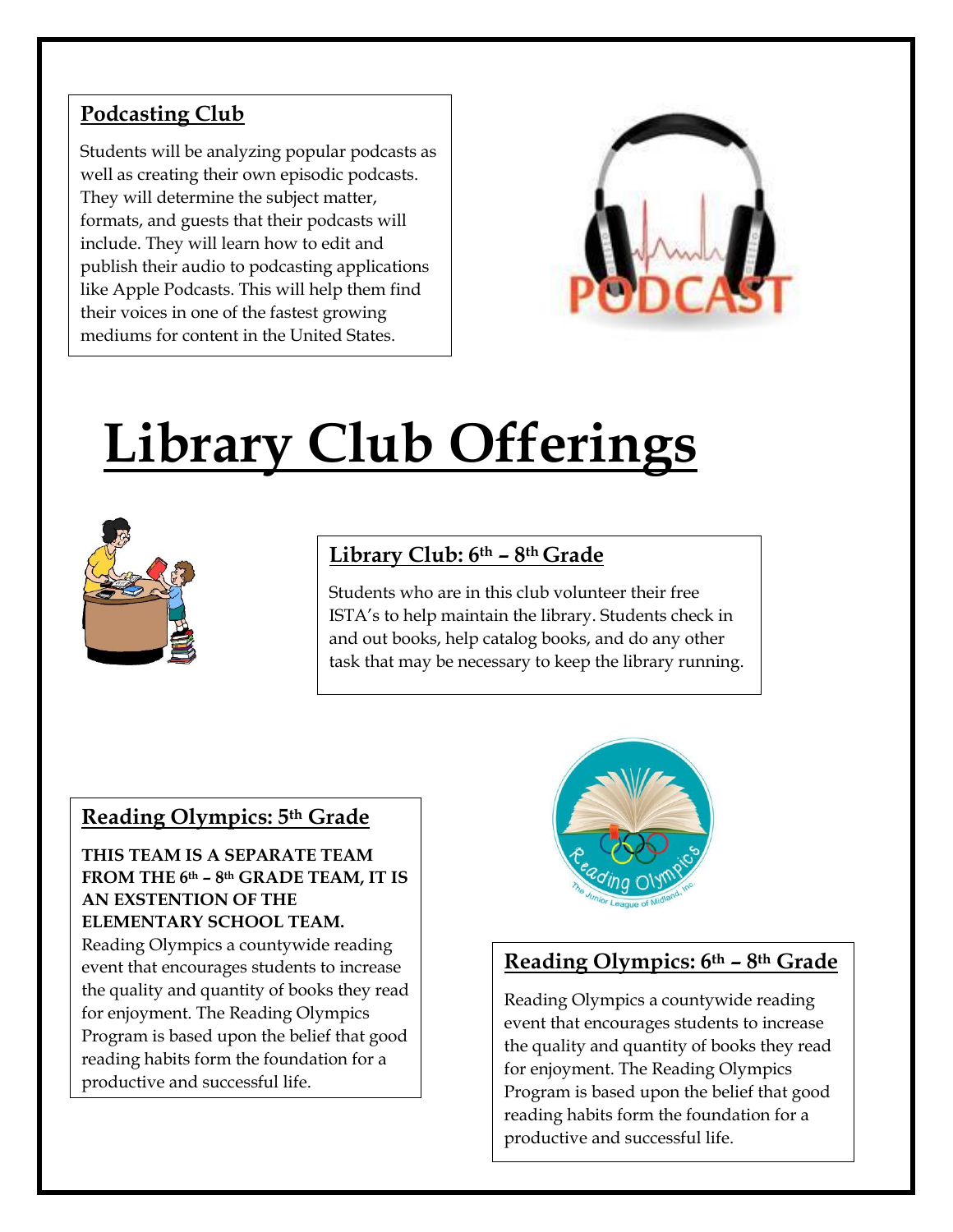## Podcasting Club

Students will be analyzing popular podcasts as well as creating their own episodic podcasts. They will determine the subject matter, formats, and guests that their podcasts will include. They will learn how to edit and publish their audio to podcasting applications like Apple Podcasts. This will help them find their voices in one of the fastest growing mediums for content in the United States.

# Library Club Offerings

## Library Club: 6th – 8th Grade

Students who are in this club volunteer their free ISTA's to help maintain the library. Students check in and out books, help catalog books, and do any other task that may be necessary to keep the library running.

## Reading Olympics: 5th Grade

**THIS TEAM IS A SEPARATE TEAM FROM THE 6th – 8th GRADE TEAM, IT IS AN EXSTENTION OF THE ELEMENTARY SCHOOL TEAM.**

Reading Olympics a countywide reading event that encourages students to increase the quality and quantity of books they read for enjoyment. The Reading Olympics Program is based upon the belief that good reading habits form the foundation for a productive and successful life.

## Reading Olympics: 6th – 8th Grade

Reading Olympics a countywide reading event that encourages students to increase the quality and quantity of books they read for enjoyment. The Reading Olympics Program is based upon the belief that good reading habits form the foundation for a productive and successful life.